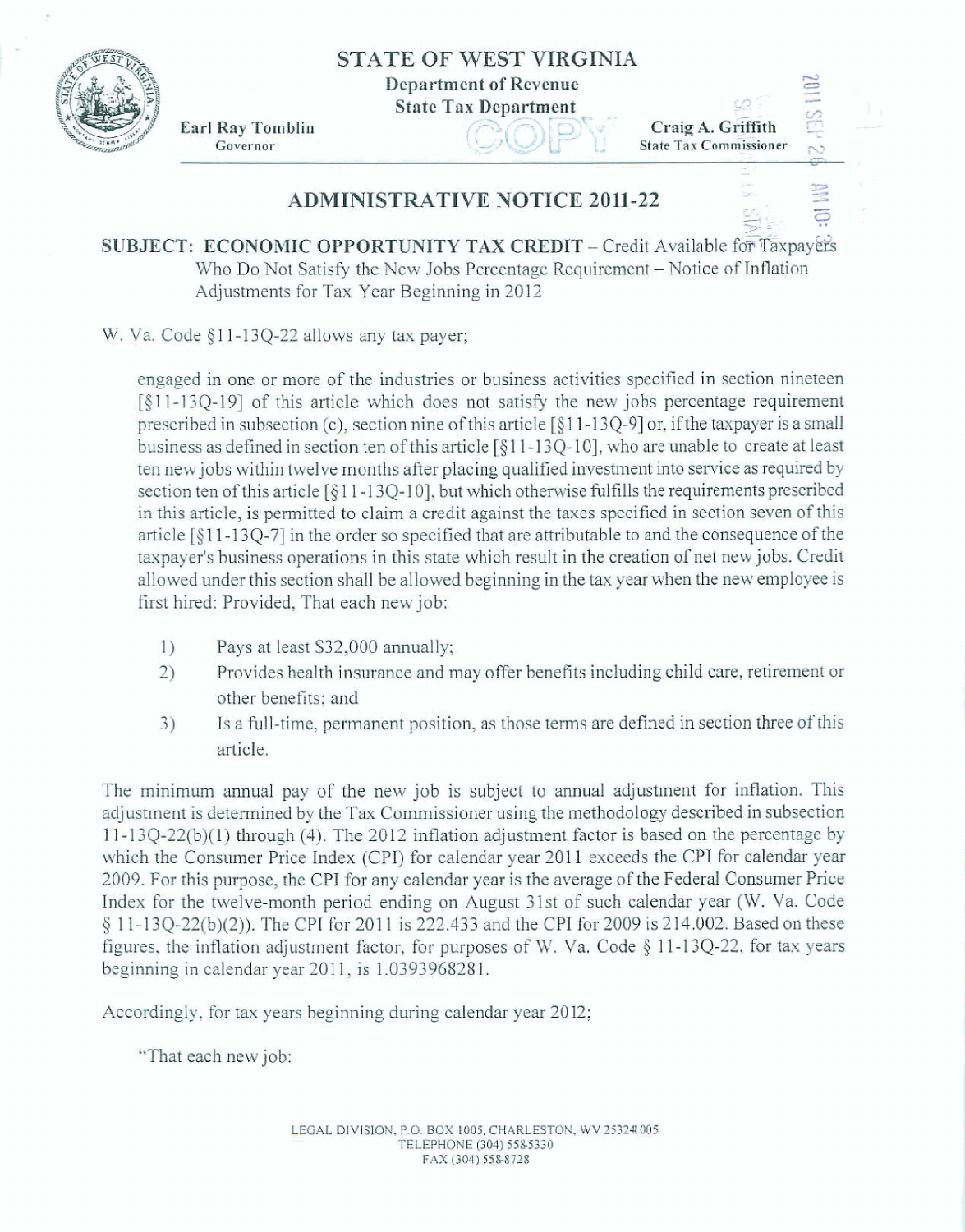# STATE OF WEST VIRGINIA

**Department of Revenue**
**State Tax Department**

**Earl Ray Tomblin**
Governor

**Craig A. Griffith**
State Tax Commissioner

## ADMINISTRATIVE NOTICE 2011-22

**SUBJECT: ECONOMIC OPPORTUNITY TAX CREDIT** – Credit Available for Taxpayers Who Do Not Satisfy the New Jobs Percentage Requirement – Notice of Inflation Adjustments for Tax Year Beginning in 2012

W. Va. Code §11-13Q-22 allows any tax payer;

> engaged in one or more of the industries or business activities specified in section nineteen [§11-13Q-19] of this article which does not satisfy the new jobs percentage requirement prescribed in subsection (c), section nine of this article [§11-13Q-9] or, if the taxpayer is a small business as defined in section ten of this article [§11-13Q-10], who are unable to create at least ten new jobs within twelve months after placing qualified investment into service as required by section ten of this article [§11-13Q-10], but which otherwise fulfills the requirements prescribed in this article, is permitted to claim a credit against the taxes specified in section seven of this article [§11-13Q-7] in the order so specified that are attributable to and the consequence of the taxpayer's business operations in this state which result in the creation of net new jobs. Credit allowed under this section shall be allowed beginning in the tax year when the new employee is first hired: Provided, That each new job:
>
> 1) Pays at least $32,000 annually;
> 2) Provides health insurance and may offer benefits including child care, retirement or other benefits; and
> 3) Is a full-time, permanent position, as those terms are defined in section three of this article.

The minimum annual pay of the new job is subject to annual adjustment for inflation. This adjustment is determined by the Tax Commissioner using the methodology described in subsection 11-13Q-22(b)(1) through (4). The 2012 inflation adjustment factor is based on the percentage by which the Consumer Price Index (CPI) for calendar year 2011 exceeds the CPI for calendar year 2009. For this purpose, the CPI for any calendar year is the average of the Federal Consumer Price Index for the twelve-month period ending on August 31st of such calendar year (W. Va. Code § 11-13Q-22(b)(2)). The CPI for 2011 is 222.433 and the CPI for 2009 is 214.002. Based on these figures, the inflation adjustment factor, for purposes of W. Va. Code § 11-13Q-22, for tax years beginning in calendar year 2011, is 1.0393968281.

Accordingly, for tax years beginning during calendar year 2012;

"That each new job:

LEGAL DIVISION, P.O. BOX 1005, CHARLESTON, WV 25324-1005
TELEPHONE (304) 558-5330
FAX (304) 558-8728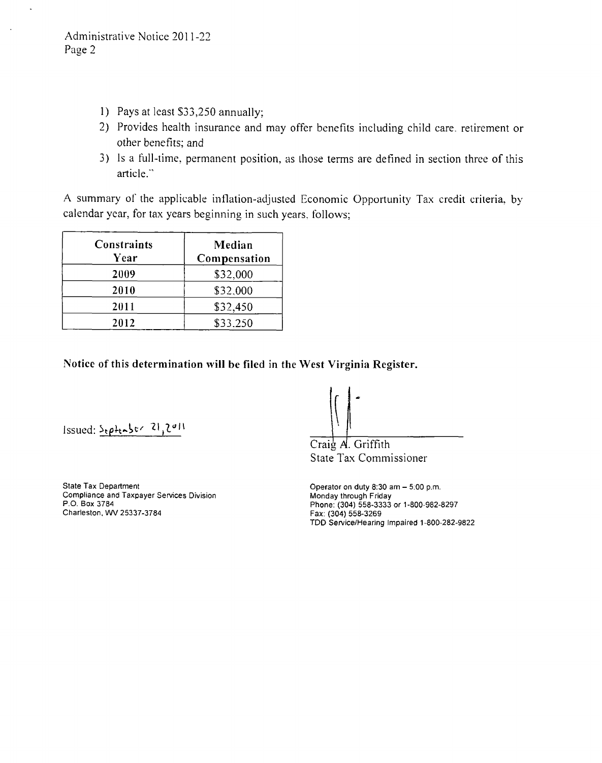1) Pays at least $33,250 annually;
2) Provides health insurance and may offer benefits including child care. retirement or other benefits; and
3) Is a full-time, permanent position, as those terms are defined in section three of this article."

A summary of the applicable inflation-adjusted Economic Opportunity Tax credit criteria, by calendar year, for tax years beginning in such years, follows;

| Constraints Year | Median Compensation |
|---|---|
| 2009 | $32,000 |
| 2010 | $32,000 |
| 2011 | $32,450 |
| 2012 | $33,250 |

**Notice of this determination will be filed in the West Virginia Register.**

Issued: September 21, 2011

Craig A. Griffith
State Tax Commissioner

State Tax Department
Compliance and Taxpayer Services Division
P.O. Box 3784
Charleston, WV 25337-3784

Operator on duty 8:30 am – 5:00 p.m.
Monday through Friday
Phone: (304) 558-3333 or 1-800-982-8297
Fax: (304) 558-3269
TDD Service/Hearing Impaired 1-800-282-9822